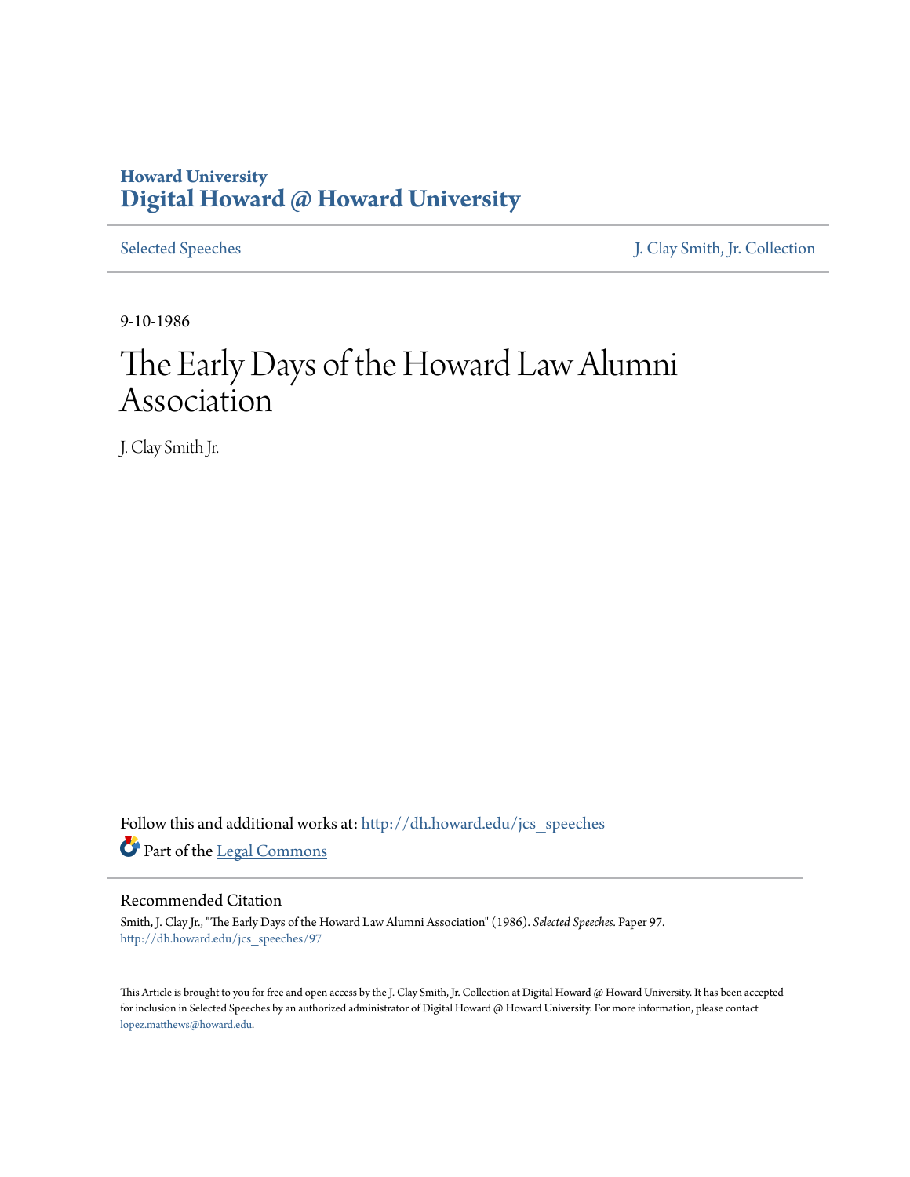Howard University
**Digital Howard @ Howard University**

Selected Speeches | J. Clay Smith, Jr. Collection

9-10-1986

# The Early Days of the Howard Law Alumni Association

J. Clay Smith Jr.

Follow this and additional works at: http://dh.howard.edu/jcs_speeches

Part of the Legal Commons

## Recommended Citation

Smith, J. Clay Jr., "The Early Days of the Howard Law Alumni Association" (1986). *Selected Speeches.* Paper 97.
http://dh.howard.edu/jcs_speeches/97

This Article is brought to you for free and open access by the J. Clay Smith, Jr. Collection at Digital Howard @ Howard University. It has been accepted for inclusion in Selected Speeches by an authorized administrator of Digital Howard @ Howard University. For more information, please contact lopez.matthews@howard.edu.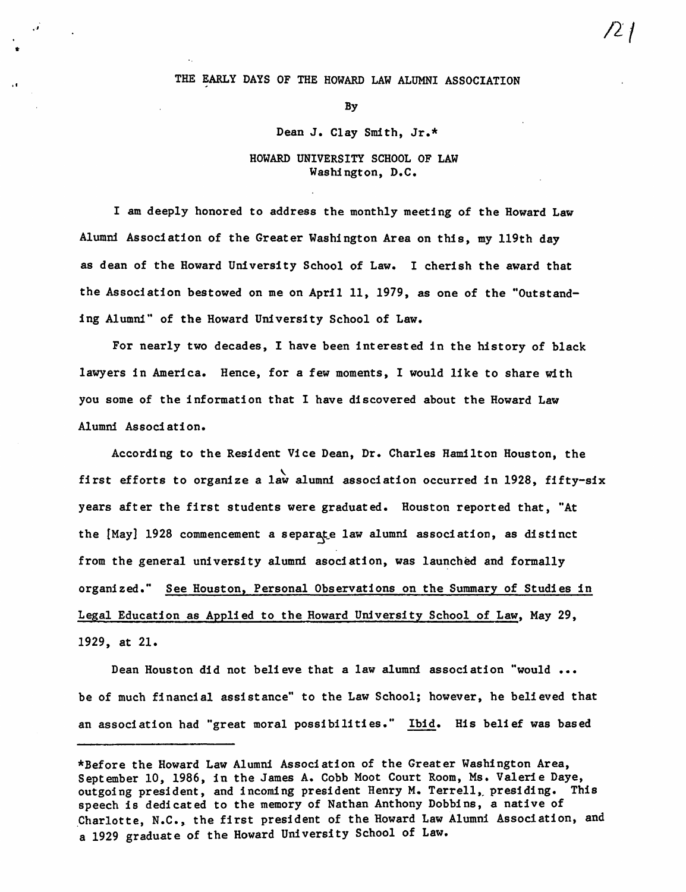# THE EARLY DAYS OF THE HOWARD LAW ALUMNI ASSOCIATION

By

Dean J. Clay Smith, Jr.*

HOWARD UNIVERSITY SCHOOL OF LAW
Washington, D.C.

I am deeply honored to address the monthly meeting of the Howard Law Alumni Association of the Greater Washington Area on this, my 119th day as dean of the Howard University School of Law. I cherish the award that the Association bestowed on me on April 11, 1979, as one of the "Outstanding Alumni" of the Howard University School of Law.

For nearly two decades, I have been interested in the history of black lawyers in America. Hence, for a few moments, I would like to share with you some of the information that I have discovered about the Howard Law Alumni Association.

According to the Resident Vice Dean, Dr. Charles Hamilton Houston, the first efforts to organize a law alumni association occurred in 1928, fifty-six years after the first students were graduated. Houston reported that, "At the [May] 1928 commencement a separate law alumni association, as distinct from the general university alumni asociation, was launched and formally organized." See Houston, Personal Observations on the Summary of Studies in Legal Education as Applied to the Howard University School of Law, May 29, 1929, at 21.

Dean Houston did not believe that a law alumni association "would ... be of much financial assistance" to the Law School; however, he believed that an association had "great moral possibilities." Ibid. His belief was based

---

*Before the Howard Law Alumni Association of the Greater Washington Area, September 10, 1986, in the James A. Cobb Moot Court Room, Ms. Valerie Daye, outgoing president, and incoming president Henry M. Terrell, presiding. This speech is dedicated to the memory of Nathan Anthony Dobbins, a native of Charlotte, N.C., the first president of the Howard Law Alumni Association, and a 1929 graduate of the Howard University School of Law.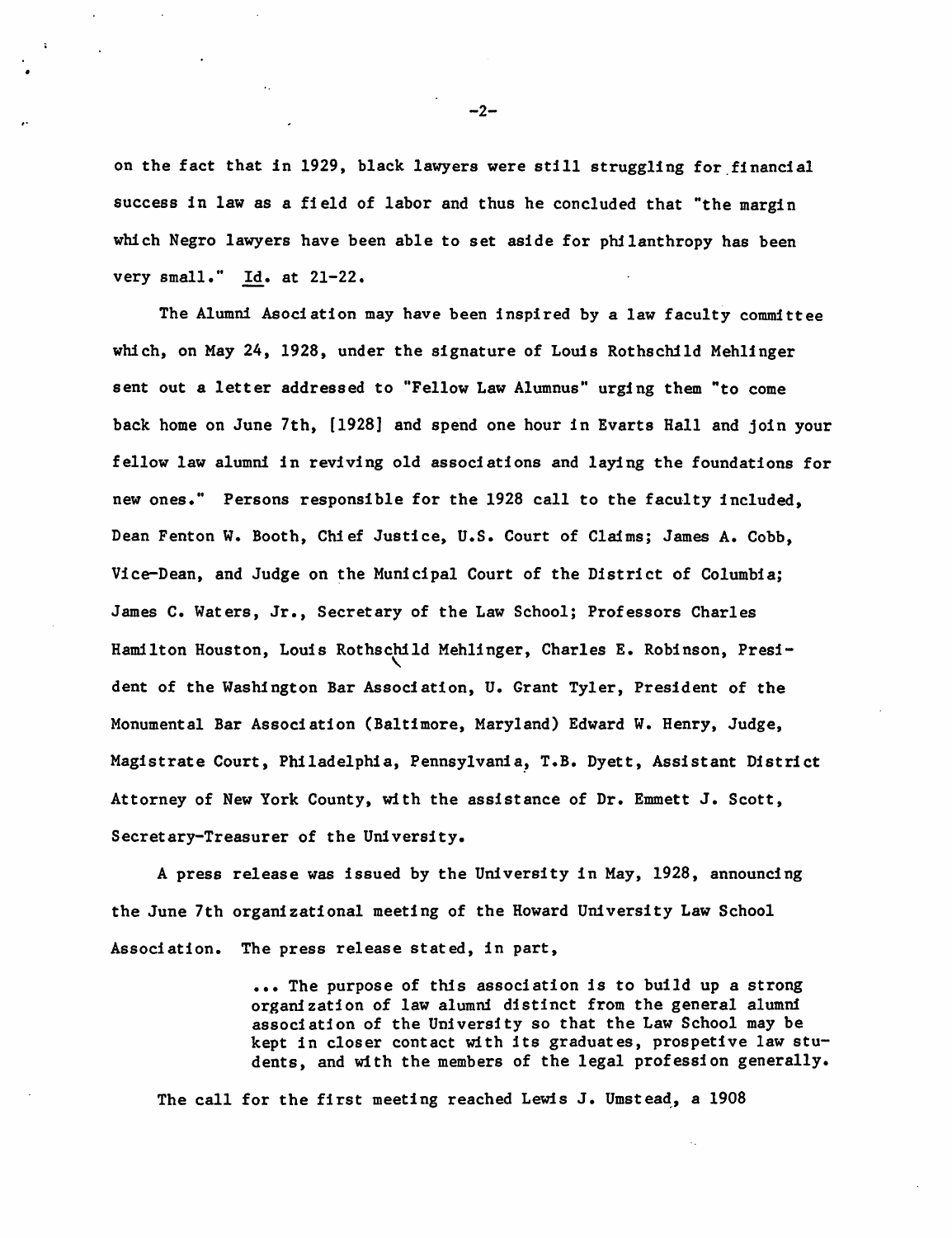on the fact that in 1929, black lawyers were still struggling for financial success in law as a field of labor and thus he concluded that "the margin which Negro lawyers have been able to set aside for philanthropy has been very small." Id. at 21-22.

The Alumni Asociation may have been inspired by a law faculty committee which, on May 24, 1928, under the signature of Louis Rothschild Mehlinger sent out a letter addressed to "Fellow Law Alumnus" urging them "to come back home on June 7th, [1928] and spend one hour in Evarts Hall and join your fellow law alumni in reviving old associations and laying the foundations for new ones." Persons responsible for the 1928 call to the faculty included, Dean Fenton W. Booth, Chief Justice, U.S. Court of Claims; James A. Cobb, Vice-Dean, and Judge on the Municipal Court of the District of Columbia; James C. Waters, Jr., Secretary of the Law School; Professors Charles Hamilton Houston, Louis Rothschild Mehlinger, Charles E. Robinson, President of the Washington Bar Association, U. Grant Tyler, President of the Monumental Bar Association (Baltimore, Maryland) Edward W. Henry, Judge, Magistrate Court, Philadelphia, Pennsylvania, T.B. Dyett, Assistant District Attorney of New York County, with the assistance of Dr. Emmett J. Scott, Secretary-Treasurer of the University.

A press release was issued by the University in May, 1928, announcing the June 7th organizational meeting of the Howard University Law School Association. The press release stated, in part,

> ... The purpose of this association is to build up a strong organization of law alumni distinct from the general alumni association of the University so that the Law School may be kept in closer contact with its graduates, prospetive law students, and with the members of the legal profession generally.

The call for the first meeting reached Lewis J. Umstead, a 1908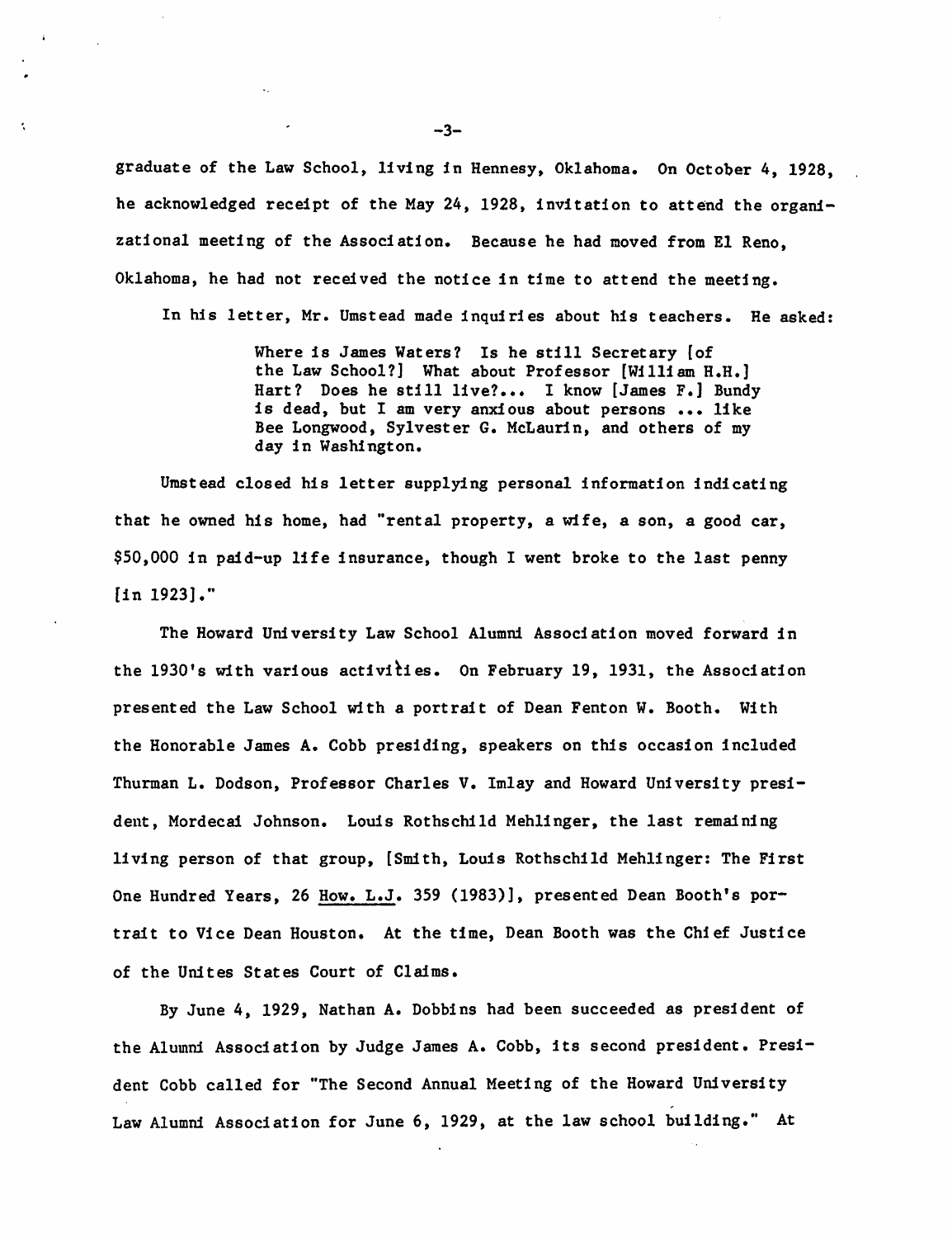graduate of the Law School, living in Hennesy, Oklahoma. On October 4, 1928, he acknowledged receipt of the May 24, 1928, invitation to attend the organizational meeting of the Association. Because he had moved from El Reno, Oklahoma, he had not received the notice in time to attend the meeting.

In his letter, Mr. Umstead made inquiries about his teachers. He asked:

> Where is James Waters? Is he still Secretary [of the Law School?] What about Professor [William H.H.] Hart? Does he still live?... I know [James F.] Bundy is dead, but I am very anxious about persons ... like Bee Longwood, Sylvester G. McLaurin, and others of my day in Washington.

Umstead closed his letter supplying personal information indicating that he owned his home, had "rental property, a wife, a son, a good car, $50,000 in paid-up life insurance, though I went broke to the last penny [in 1923]."

The Howard University Law School Alumni Association moved forward in the 1930's with various activities. On February 19, 1931, the Association presented the Law School with a portrait of Dean Fenton W. Booth. With the Honorable James A. Cobb presiding, speakers on this occasion included Thurman L. Dodson, Professor Charles V. Imlay and Howard University president, Mordecai Johnson. Louis Rothschild Mehlinger, the last remaining living person of that group, [Smith, Louis Rothschild Mehlinger: The First One Hundred Years, 26 How. L.J. 359 (1983)], presented Dean Booth's portrait to Vice Dean Houston. At the time, Dean Booth was the Chief Justice of the Unites States Court of Claims.

By June 4, 1929, Nathan A. Dobbins had been succeeded as president of the Alumni Association by Judge James A. Cobb, its second president. President Cobb called for "The Second Annual Meeting of the Howard University Law Alumni Association for June 6, 1929, at the law school building." At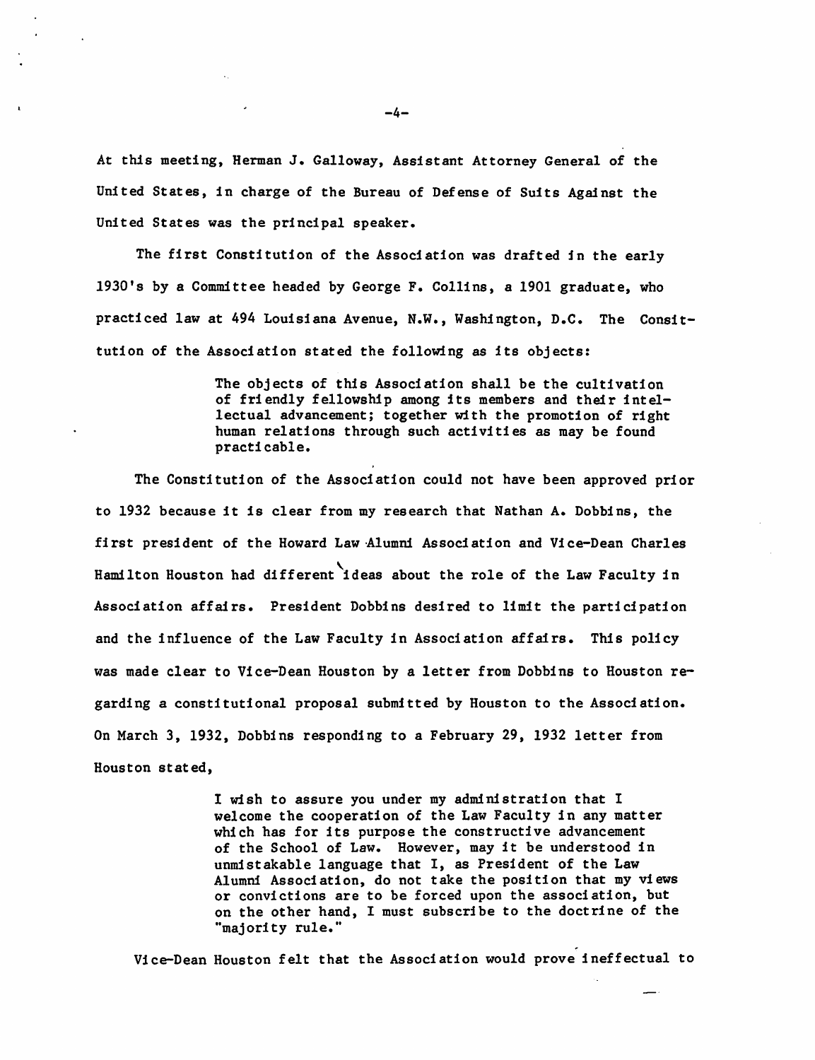At this meeting, Herman J. Galloway, Assistant Attorney General of the United States, in charge of the Bureau of Defense of Suits Against the United States was the principal speaker.

The first Constitution of the Association was drafted in the early 1930's by a Committee headed by George F. Collins, a 1901 graduate, who practiced law at 494 Louisiana Avenue, N.W., Washington, D.C. The Consittution of the Association stated the following as its objects:

> The objects of this Association shall be the cultivation of friendly fellowship among its members and their intellectual advancement; together with the promotion of right human relations through such activities as may be found practicable.

The Constitution of the Association could not have been approved prior to 1932 because it is clear from my research that Nathan A. Dobbins, the first president of the Howard Law Alumni Association and Vice-Dean Charles Hamilton Houston had different ideas about the role of the Law Faculty in Association affairs. President Dobbins desired to limit the participation and the influence of the Law Faculty in Association affairs. This policy was made clear to Vice-Dean Houston by a letter from Dobbins to Houston regarding a constitutional proposal submitted by Houston to the Association. On March 3, 1932, Dobbins responding to a February 29, 1932 letter from Houston stated,

> I wish to assure you under my administration that I welcome the cooperation of the Law Faculty in any matter which has for its purpose the constructive advancement of the School of Law. However, may it be understood in unmistakable language that I, as President of the Law Alumni Association, do not take the position that my views or convictions are to be forced upon the association, but on the other hand, I must subscribe to the doctrine of the "majority rule."

Vice-Dean Houston felt that the Association would prove ineffectual to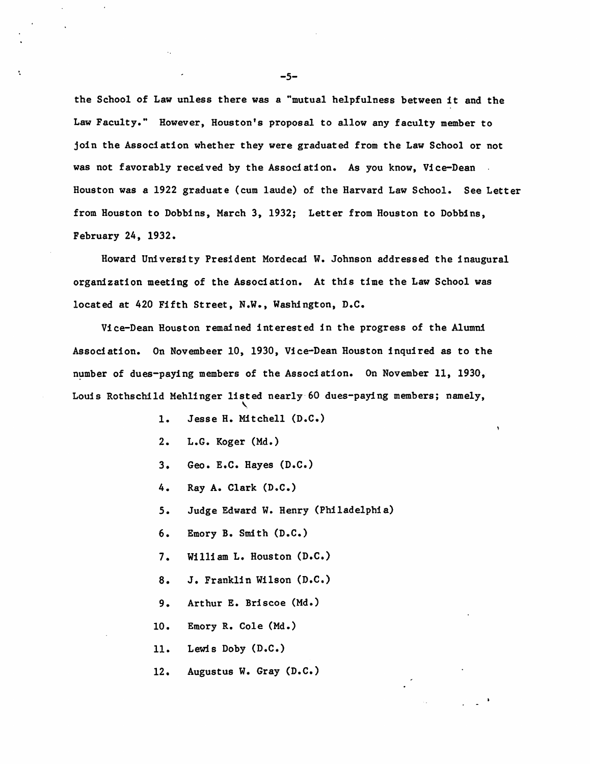the School of Law unless there was a "mutual helpfulness between it and the Law Faculty." However, Houston's proposal to allow any faculty member to join the Association whether they were graduated from the Law School or not was not favorably received by the Association. As you know, Vice-Dean Houston was a 1922 graduate (cum laude) of the Harvard Law School. See Letter from Houston to Dobbins, March 3, 1932; Letter from Houston to Dobbins, February 24, 1932.

Howard University President Mordecai W. Johnson addressed the inaugural organization meeting of the Association. At this time the Law School was located at 420 Fifth Street, N.W., Washington, D.C.

Vice-Dean Houston remained interested in the progress of the Alumni Association. On Novembeer 10, 1930, Vice-Dean Houston inquired as to the number of dues-paying members of the Association. On November 11, 1930, Louis Rothschild Mehlinger listed nearly 60 dues-paying members; namely,

1. Jesse H. Mitchell (D.C.)
2. L.G. Koger (Md.)
3. Geo. E.C. Hayes (D.C.)
4. Ray A. Clark (D.C.)
5. Judge Edward W. Henry (Philadelphia)
6. Emory B. Smith (D.C.)
7. William L. Houston (D.C.)
8. J. Franklin Wilson (D.C.)
9. Arthur E. Briscoe (Md.)
10. Emory R. Cole (Md.)
11. Lewis Doby (D.C.)
12. Augustus W. Gray (D.C.)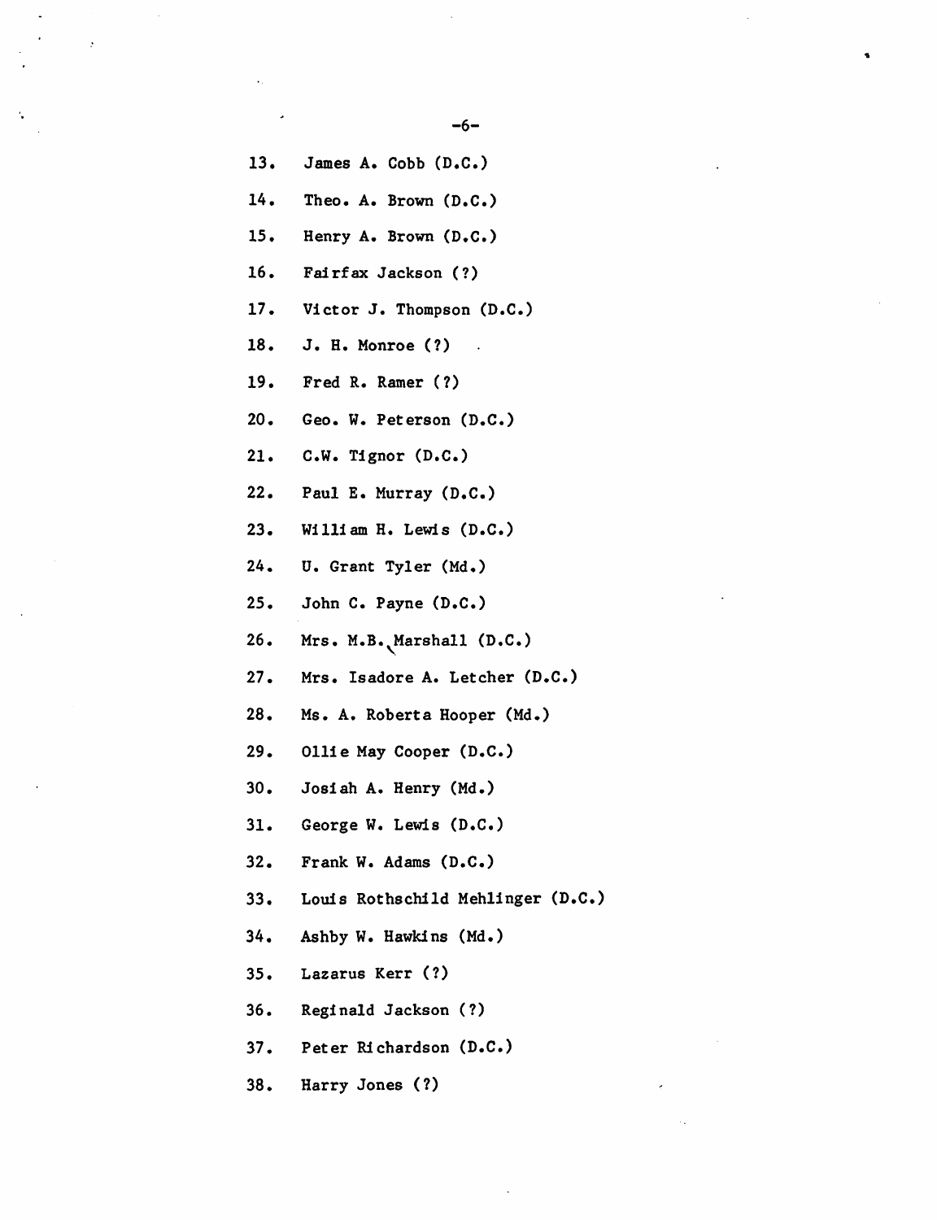13. James A. Cobb (D.C.)
14. Theo. A. Brown (D.C.)
15. Henry A. Brown (D.C.)
16. Fairfax Jackson (?)
17. Victor J. Thompson (D.C.)
18. J. H. Monroe (?)
19. Fred R. Ramer (?)
20. Geo. W. Peterson (D.C.)
21. C.W. Tignor (D.C.)
22. Paul E. Murray (D.C.)
23. William H. Lewis (D.C.)
24. U. Grant Tyler (Md.)
25. John C. Payne (D.C.)
26. Mrs. M.B. Marshall (D.C.)
27. Mrs. Isadore A. Letcher (D.C.)
28. Ms. A. Roberta Hooper (Md.)
29. Ollie May Cooper (D.C.)
30. Josiah A. Henry (Md.)
31. George W. Lewis (D.C.)
32. Frank W. Adams (D.C.)
33. Louis Rothschild Mehlinger (D.C.)
34. Ashby W. Hawkins (Md.)
35. Lazarus Kerr (?)
36. Reginald Jackson (?)
37. Peter Richardson (D.C.)
38. Harry Jones (?)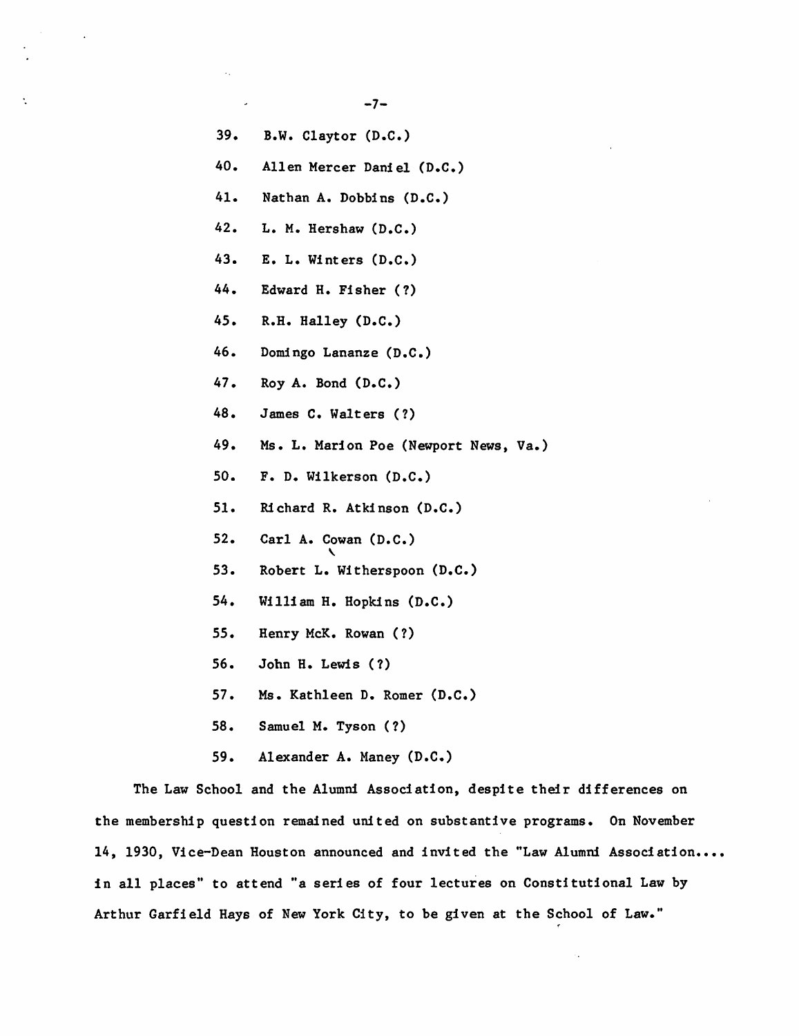39. B.W. Claytor (D.C.)
40. Allen Mercer Daniel (D.C.)
41. Nathan A. Dobbins (D.C.)
42. L. M. Hershaw (D.C.)
43. E. L. Winters (D.C.)
44. Edward H. Fisher (?)
45. R.H. Halley (D.C.)
46. Domingo Lananze (D.C.)
47. Roy A. Bond (D.C.)
48. James C. Walters (?)
49. Ms. L. Marion Poe (Newport News, Va.)
50. F. D. Wilkerson (D.C.)
51. Richard R. Atkinson (D.C.)
52. Carl A. Cowan (D.C.)
53. Robert L. Witherspoon (D.C.)
54. William H. Hopkins (D.C.)
55. Henry McK. Rowan (?)
56. John H. Lewis (?)
57. Ms. Kathleen D. Romer (D.C.)
58. Samuel M. Tyson (?)
59. Alexander A. Maney (D.C.)

The Law School and the Alumni Association, despite their differences on the membership question remained united on substantive programs. On November 14, 1930, Vice-Dean Houston announced and invited the "Law Alumni Association.... in all places" to attend "a series of four lectures on Constitutional Law by Arthur Garfield Hays of New York City, to be given at the School of Law."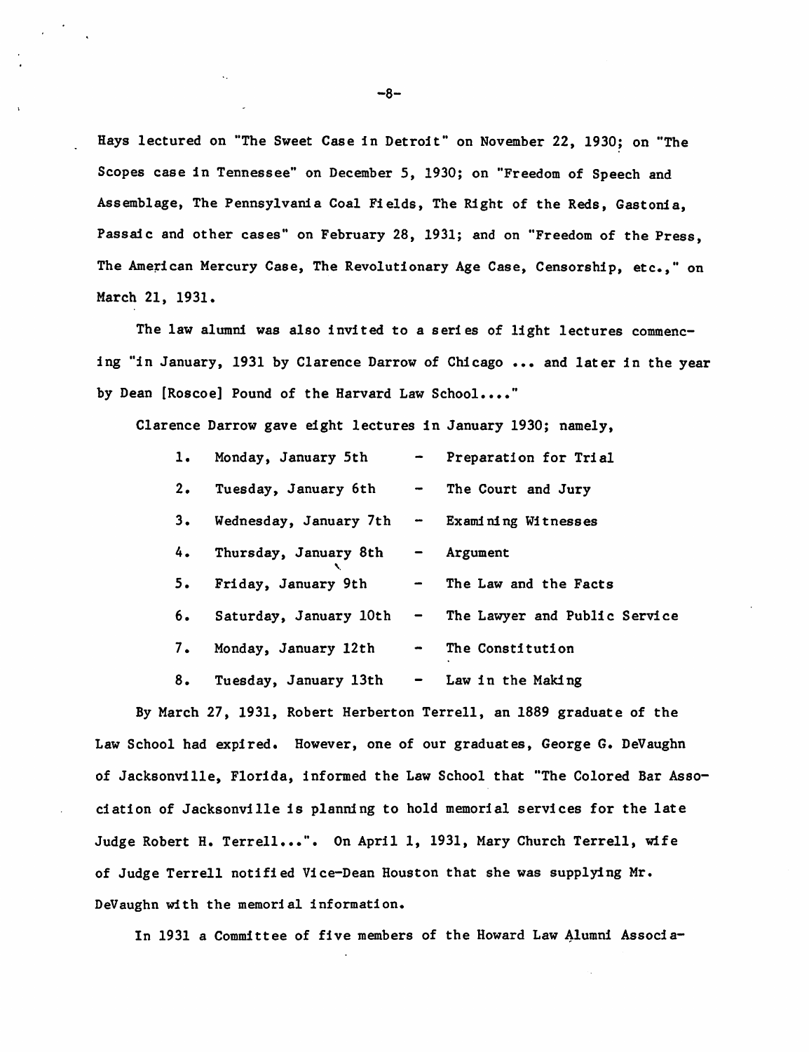Hays lectured on "The Sweet Case in Detroit" on November 22, 1930; on "The Scopes case in Tennessee" on December 5, 1930; on "Freedom of Speech and Assemblage, The Pennsylvania Coal Fields, The Right of the Reds, Gastonia, Passaic and other cases" on February 28, 1931; and on "Freedom of the Press, The American Mercury Case, The Revolutionary Age Case, Censorship, etc.," on March 21, 1931.

The law alumni was also invited to a series of light lectures commencing "in January, 1931 by Clarence Darrow of Chicago ... and later in the year by Dean [Roscoe] Pound of the Harvard Law School...."

Clarence Darrow gave eight lectures in January 1930; namely,

1. Monday, January 5th - Preparation for Trial
2. Tuesday, January 6th - The Court and Jury
3. Wednesday, January 7th - Examining Witnesses
4. Thursday, January 8th - Argument
5. Friday, January 9th - The Law and the Facts
6. Saturday, January 10th - The Lawyer and Public Service
7. Monday, January 12th - The Constitution
8. Tuesday, January 13th - Law in the Making

By March 27, 1931, Robert Herberton Terrell, an 1889 graduate of the Law School had expired. However, one of our graduates, George G. DeVaughn of Jacksonville, Florida, informed the Law School that "The Colored Bar Association of Jacksonville is planning to hold memorial services for the late Judge Robert H. Terrell...". On April 1, 1931, Mary Church Terrell, wife of Judge Terrell notified Vice-Dean Houston that she was supplying Mr. DeVaughn with the memorial information.

In 1931 a Committee of five members of the Howard Law Alumni Associa-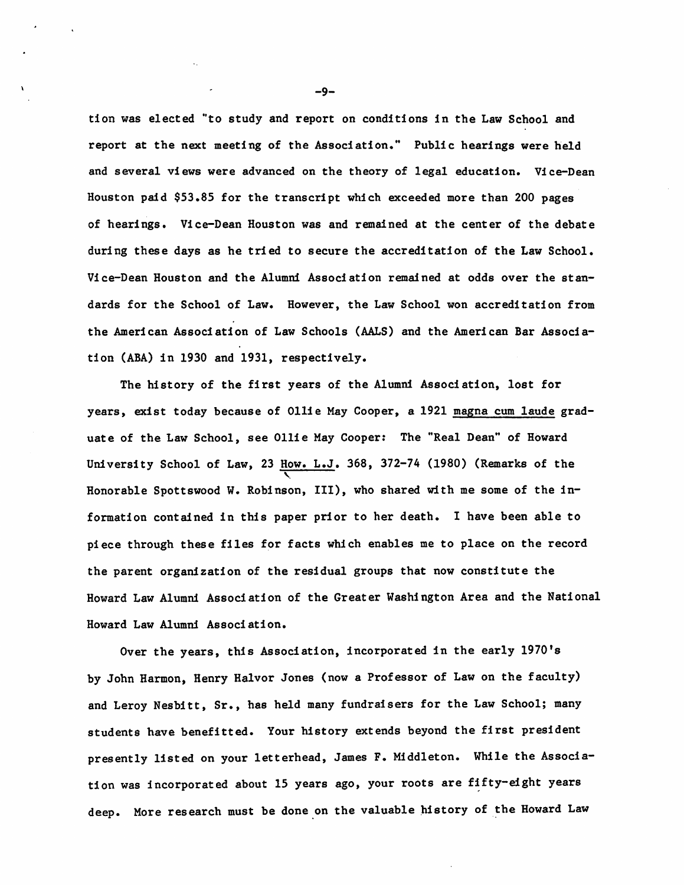tion was elected "to study and report on conditions in the Law School and report at the next meeting of the Association." Public hearings were held and several views were advanced on the theory of legal education. Vice-Dean Houston paid $53.85 for the transcript which exceeded more than 200 pages of hearings. Vice-Dean Houston was and remained at the center of the debate during these days as he tried to secure the accreditation of the Law School. Vice-Dean Houston and the Alumni Association remained at odds over the standards for the School of Law. However, the Law School won accreditation from the American Association of Law Schools (AALS) and the American Bar Association (ABA) in 1930 and 1931, respectively.

The history of the first years of the Alumni Association, lost for years, exist today because of Ollie May Cooper, a 1921 magna cum laude graduate of the Law School, see Ollie May Cooper: The "Real Dean" of Howard University School of Law, 23 How. L.J. 368, 372-74 (1980) (Remarks of the Honorable Spottswood W. Robinson, III), who shared with me some of the information contained in this paper prior to her death. I have been able to piece through these files for facts which enables me to place on the record the parent organization of the residual groups that now constitute the Howard Law Alumni Association of the Greater Washington Area and the National Howard Law Alumni Association.

Over the years, this Association, incorporated in the early 1970's by John Harmon, Henry Halvor Jones (now a Professor of Law on the faculty) and Leroy Nesbitt, Sr., has held many fundraisers for the Law School; many students have benefitted. Your history extends beyond the first president presently listed on your letterhead, James F. Middleton. While the Association was incorporated about 15 years ago, your roots are fifty-eight years deep. More research must be done on the valuable history of the Howard Law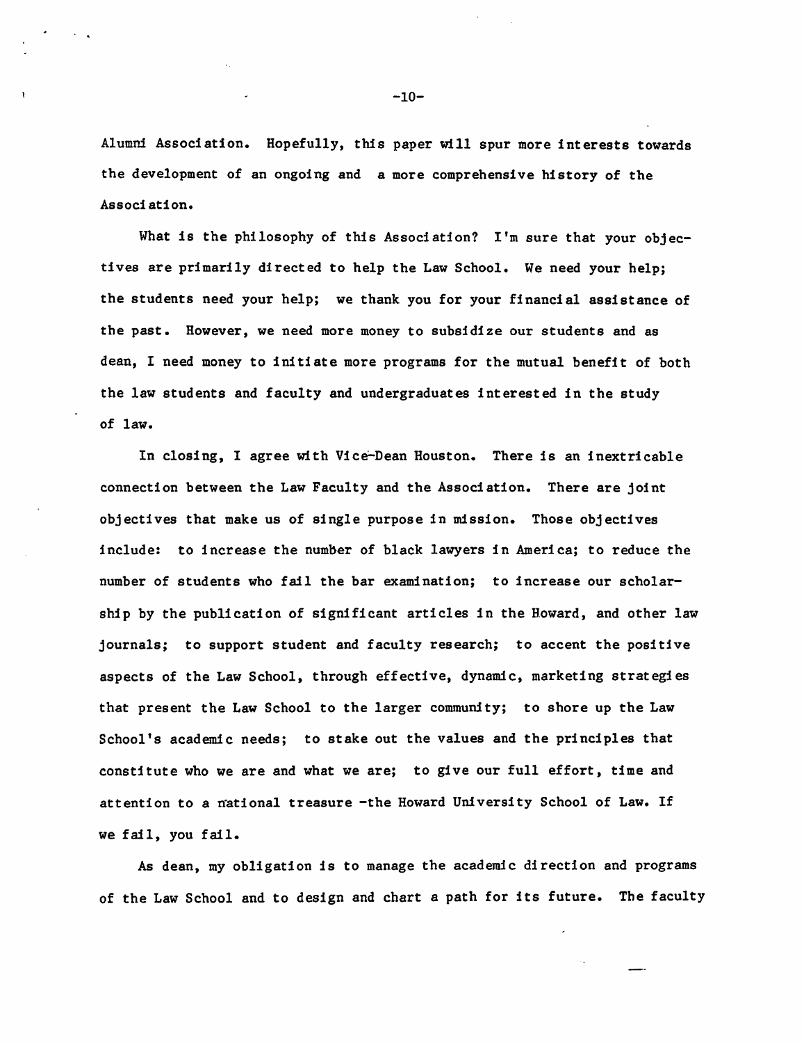Alumni Association. Hopefully, this paper will spur more interests towards the development of an ongoing and a more comprehensive history of the Association.

What is the philosophy of this Association? I'm sure that your objectives are primarily directed to help the Law School. We need your help; the students need your help; we thank you for your financial assistance of the past. However, we need more money to subsidize our students and as dean, I need money to initiate more programs for the mutual benefit of both the law students and faculty and undergraduates interested in the study of law.

In closing, I agree with Vice-Dean Houston. There is an inextricable connection between the Law Faculty and the Association. There are joint objectives that make us of single purpose in mission. Those objectives include: to increase the number of black lawyers in America; to reduce the number of students who fail the bar examination; to increase our scholarship by the publication of significant articles in the Howard, and other law journals; to support student and faculty research; to accent the positive aspects of the Law School, through effective, dynamic, marketing strategies that present the Law School to the larger community; to shore up the Law School's academic needs; to stake out the values and the principles that constitute who we are and what we are; to give our full effort, time and attention to a national treasure -the Howard University School of Law. If we fail, you fail.

As dean, my obligation is to manage the academic direction and programs of the Law School and to design and chart a path for its future. The faculty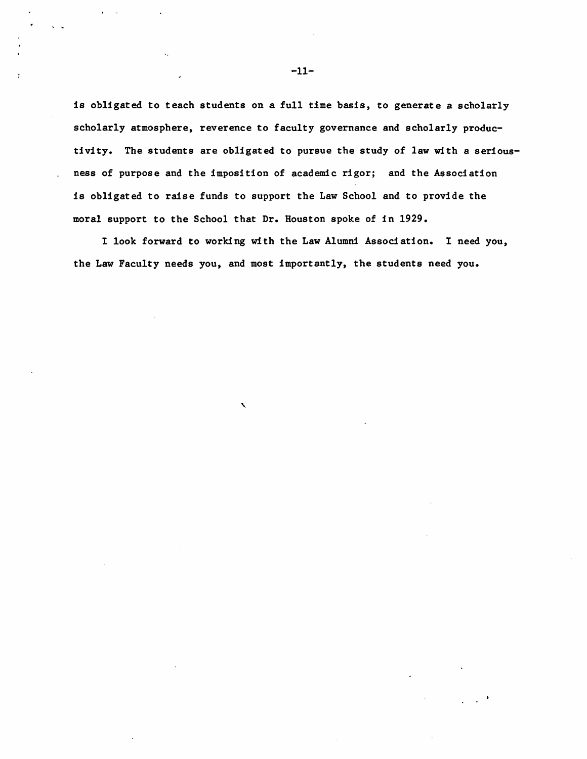is obligated to teach students on a full time basis, to generate a scholarly scholarly atmosphere, reverence to faculty governance and scholarly productivity. The students are obligated to pursue the study of law with a seriousness of purpose and the imposition of academic rigor; and the Association is obligated to raise funds to support the Law School and to provide the moral support to the School that Dr. Houston spoke of in 1929.

I look forward to working with the Law Alumni Association. I need you, the Law Faculty needs you, and most importantly, the students need you.